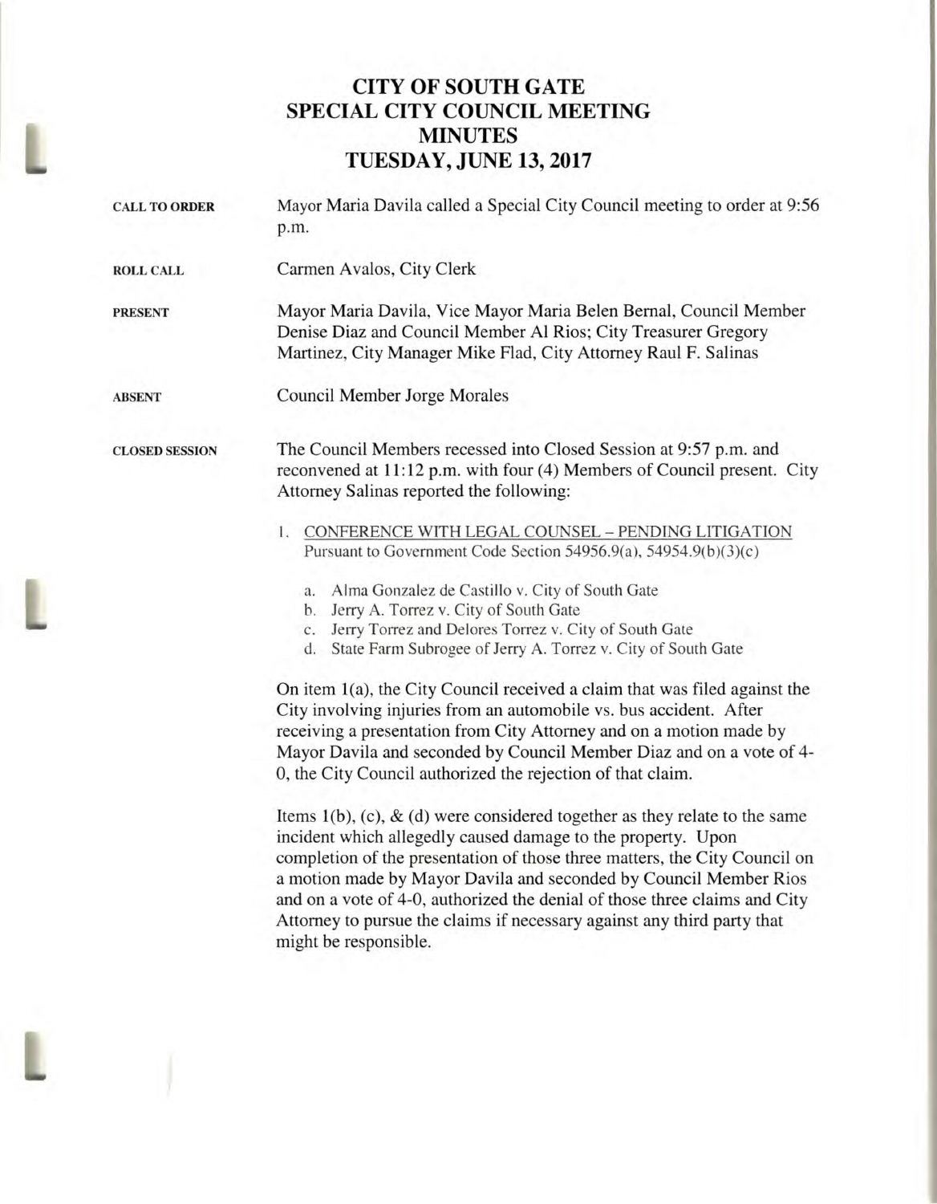# CITY OF SOUTH GATE
# SPECIAL CITY COUNCIL MEETING
# MINUTES
# TUESDAY, JUNE 13, 2017

**CALL TO ORDER**

Mayor Maria Davila called a Special City Council meeting to order at 9:56 p.m.

**ROLL CALL**

Carmen Avalos, City Clerk

**PRESENT**

Mayor Maria Davila, Vice Mayor Maria Belen Bernal, Council Member Denise Diaz and Council Member Al Rios; City Treasurer Gregory Martinez, City Manager Mike Flad, City Attorney Raul F. Salinas

**ABSENT**

Council Member Jorge Morales

**CLOSED SESSION**

The Council Members recessed into Closed Session at 9:57 p.m. and reconvened at 11:12 p.m. with four (4) Members of Council present. City Attorney Salinas reported the following:

1. CONFERENCE WITH LEGAL COUNSEL – PENDING LITIGATION
   Pursuant to Government Code Section 54956.9(a), 54954.9(b)(3)(c)

   a. Alma Gonzalez de Castillo v. City of South Gate
   b. Jerry A. Torrez v. City of South Gate
   c. Jerry Torrez and Delores Torrez v. City of South Gate
   d. State Farm Subrogee of Jerry A. Torrez v. City of South Gate

On item 1(a), the City Council received a claim that was filed against the City involving injuries from an automobile vs. bus accident. After receiving a presentation from City Attorney and on a motion made by Mayor Davila and seconded by Council Member Diaz and on a vote of 4-0, the City Council authorized the rejection of that claim.

Items 1(b), (c), & (d) were considered together as they relate to the same incident which allegedly caused damage to the property. Upon completion of the presentation of those three matters, the City Council on a motion made by Mayor Davila and seconded by Council Member Rios and on a vote of 4-0, authorized the denial of those three claims and City Attorney to pursue the claims if necessary against any third party that might be responsible.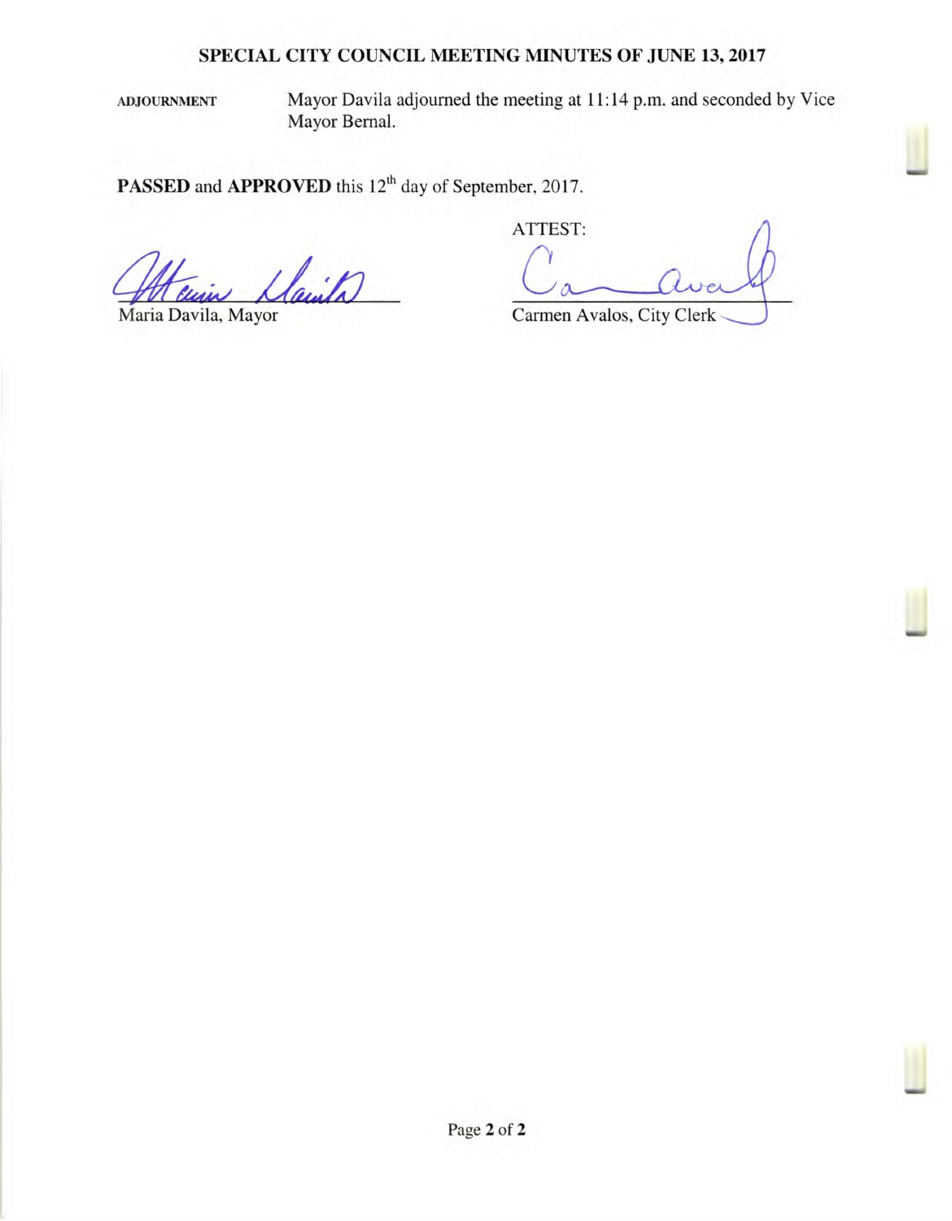**SPECIAL CITY COUNCIL MEETING MINUTES OF JUNE 13, 2017**

**ADJOURNMENT** Mayor Davila adjourned the meeting at 11:14 p.m. and seconded by Vice Mayor Bernal.

**PASSED** and **APPROVED** this 12th day of September, 2017.

Maria Davila, Mayor

ATTEST:

Carmen Avalos, City Clerk